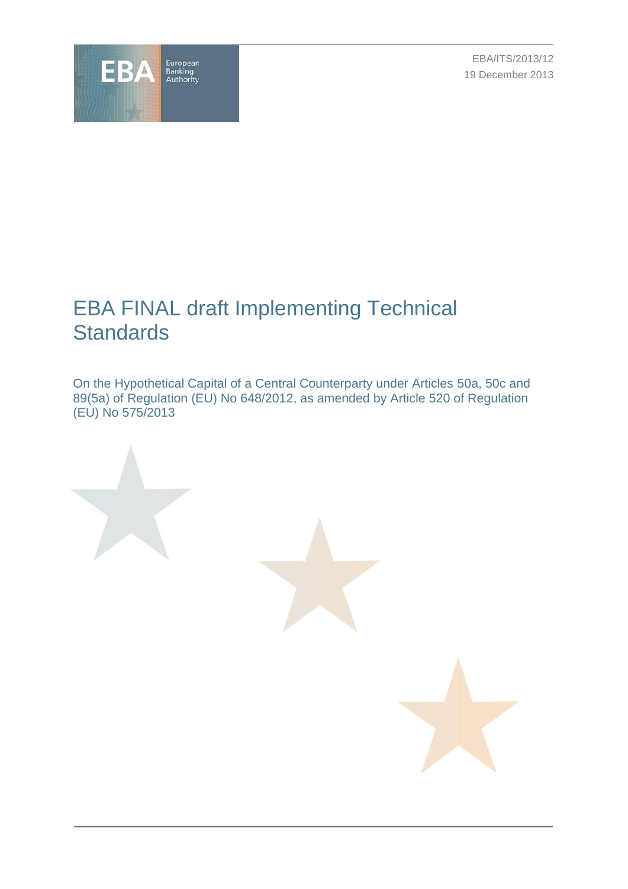EBA/ITS/2013/12

19 December 2013

# EBA FINAL draft Implementing Technical Standards

On the Hypothetical Capital of a Central Counterparty under Articles 50a, 50c and 89(5a) of Regulation (EU) No 648/2012, as amended by Article 520 of Regulation (EU) No 575/2013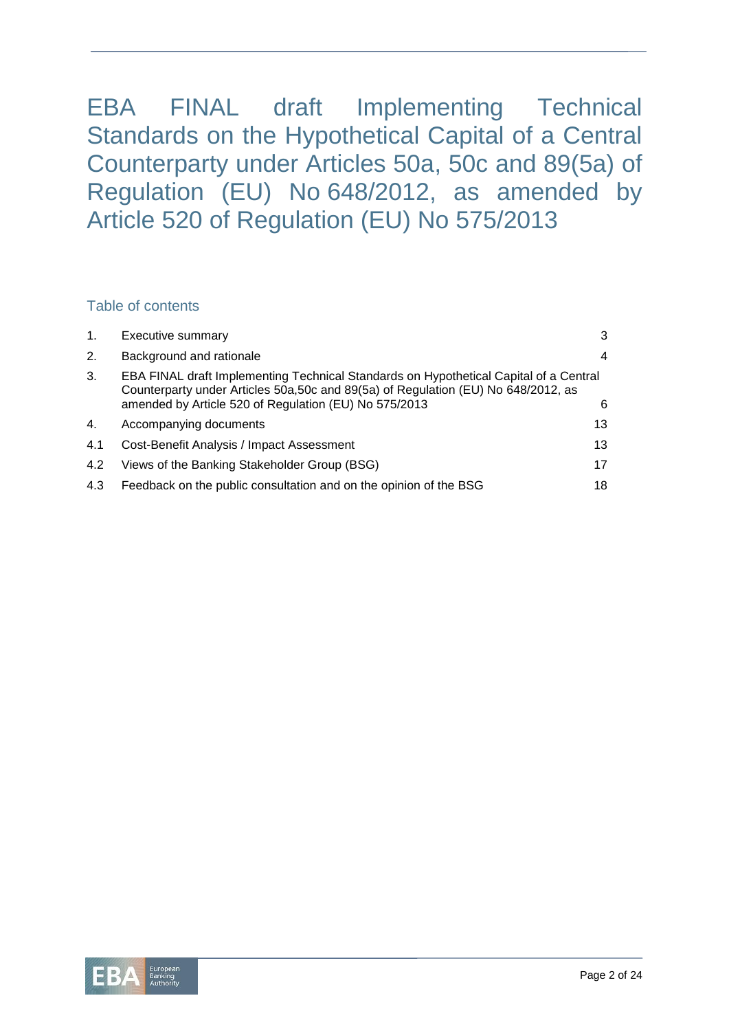# EBA FINAL draft Implementing Technical Standards on the Hypothetical Capital of a Central Counterparty under Articles 50a, 50c and 89(5a) of Regulation (EU) No 648/2012, as amended by Article 520 of Regulation (EU) No 575/2013

## Table of contents

| | | |
|---|---|---|
| 1. | Executive summary | 3 |
| 2. | Background and rationale | 4 |
| 3. | EBA FINAL draft Implementing Technical Standards on Hypothetical Capital of a Central Counterparty under Articles 50a,50c and 89(5a) of Regulation (EU) No 648/2012, as amended by Article 520 of Regulation (EU) No 575/2013 | 6 |
| 4. | Accompanying documents | 13 |
| 4.1 | Cost-Benefit Analysis / Impact Assessment | 13 |
| 4.2 | Views of the Banking Stakeholder Group (BSG) | 17 |
| 4.3 | Feedback on the public consultation and on the opinion of the BSG | 18 |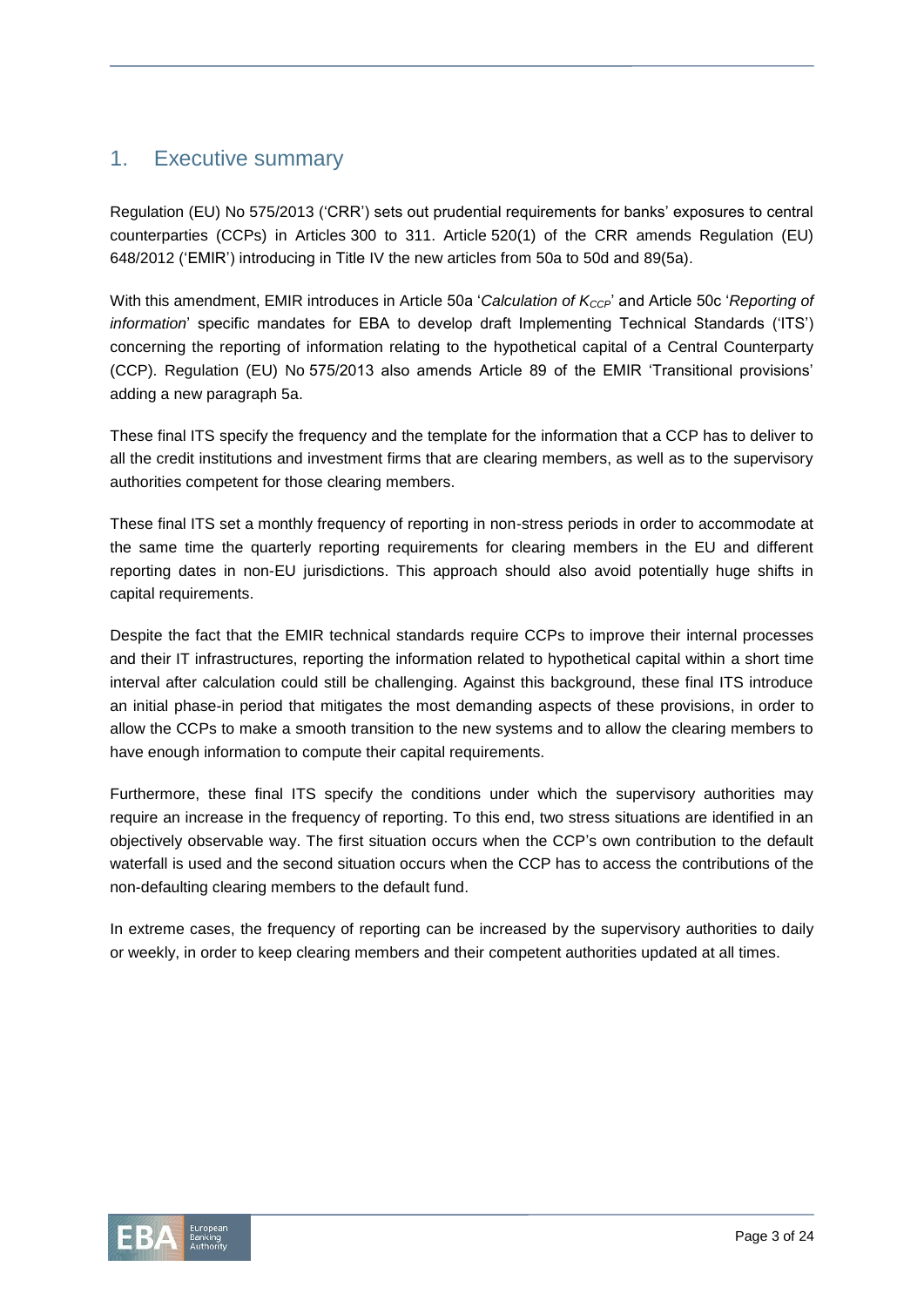# 1. Executive summary

Regulation (EU) No 575/2013 ('CRR') sets out prudential requirements for banks' exposures to central counterparties (CCPs) in Articles 300 to 311. Article 520(1) of the CRR amends Regulation (EU) 648/2012 ('EMIR') introducing in Title IV the new articles from 50a to 50d and 89(5a).

With this amendment, EMIR introduces in Article 50a '*Calculation of $K_{CCP}$*' and Article 50c '*Reporting of information*' specific mandates for EBA to develop draft Implementing Technical Standards ('ITS') concerning the reporting of information relating to the hypothetical capital of a Central Counterparty (CCP). Regulation (EU) No 575/2013 also amends Article 89 of the EMIR 'Transitional provisions' adding a new paragraph 5a.

These final ITS specify the frequency and the template for the information that a CCP has to deliver to all the credit institutions and investment firms that are clearing members, as well as to the supervisory authorities competent for those clearing members.

These final ITS set a monthly frequency of reporting in non-stress periods in order to accommodate at the same time the quarterly reporting requirements for clearing members in the EU and different reporting dates in non-EU jurisdictions. This approach should also avoid potentially huge shifts in capital requirements.

Despite the fact that the EMIR technical standards require CCPs to improve their internal processes and their IT infrastructures, reporting the information related to hypothetical capital within a short time interval after calculation could still be challenging. Against this background, these final ITS introduce an initial phase-in period that mitigates the most demanding aspects of these provisions, in order to allow the CCPs to make a smooth transition to the new systems and to allow the clearing members to have enough information to compute their capital requirements.

Furthermore, these final ITS specify the conditions under which the supervisory authorities may require an increase in the frequency of reporting. To this end, two stress situations are identified in an objectively observable way. The first situation occurs when the CCP's own contribution to the default waterfall is used and the second situation occurs when the CCP has to access the contributions of the non-defaulting clearing members to the default fund.

In extreme cases, the frequency of reporting can be increased by the supervisory authorities to daily or weekly, in order to keep clearing members and their competent authorities updated at all times.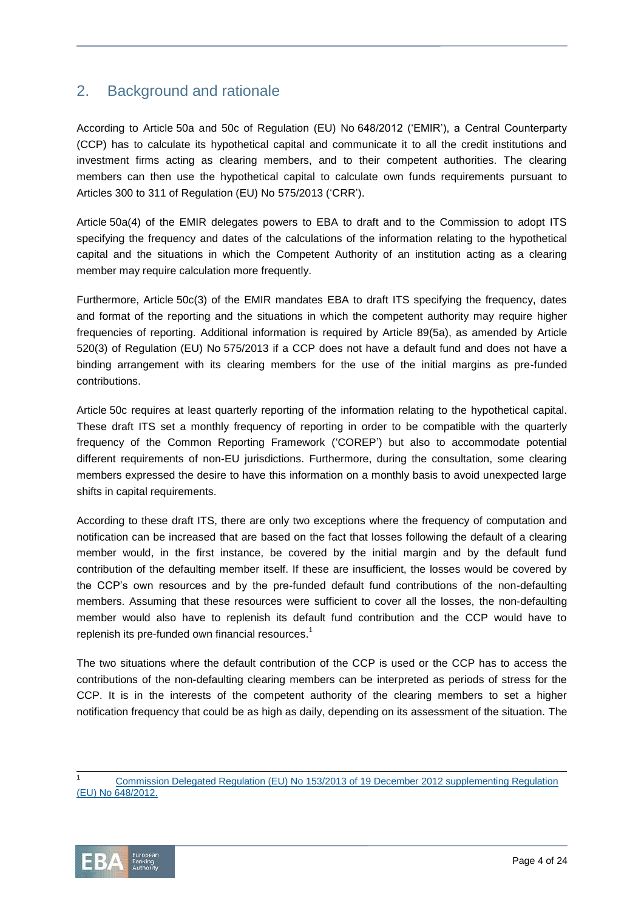## 2. Background and rationale

According to Article 50a and 50c of Regulation (EU) No 648/2012 ('EMIR'), a Central Counterparty (CCP) has to calculate its hypothetical capital and communicate it to all the credit institutions and investment firms acting as clearing members, and to their competent authorities. The clearing members can then use the hypothetical capital to calculate own funds requirements pursuant to Articles 300 to 311 of Regulation (EU) No 575/2013 ('CRR').

Article 50a(4) of the EMIR delegates powers to EBA to draft and to the Commission to adopt ITS specifying the frequency and dates of the calculations of the information relating to the hypothetical capital and the situations in which the Competent Authority of an institution acting as a clearing member may require calculation more frequently.

Furthermore, Article 50c(3) of the EMIR mandates EBA to draft ITS specifying the frequency, dates and format of the reporting and the situations in which the competent authority may require higher frequencies of reporting. Additional information is required by Article 89(5a), as amended by Article 520(3) of Regulation (EU) No 575/2013 if a CCP does not have a default fund and does not have a binding arrangement with its clearing members for the use of the initial margins as pre-funded contributions.

Article 50c requires at least quarterly reporting of the information relating to the hypothetical capital. These draft ITS set a monthly frequency of reporting in order to be compatible with the quarterly frequency of the Common Reporting Framework ('COREP') but also to accommodate potential different requirements of non-EU jurisdictions. Furthermore, during the consultation, some clearing members expressed the desire to have this information on a monthly basis to avoid unexpected large shifts in capital requirements.

According to these draft ITS, there are only two exceptions where the frequency of computation and notification can be increased that are based on the fact that losses following the default of a clearing member would, in the first instance, be covered by the initial margin and by the default fund contribution of the defaulting member itself. If these are insufficient, the losses would be covered by the CCP's own resources and by the pre-funded default fund contributions of the non-defaulting members. Assuming that these resources were sufficient to cover all the losses, the non-defaulting member would also have to replenish its default fund contribution and the CCP would have to replenish its pre-funded own financial resources.[1]

The two situations where the default contribution of the CCP is used or the CCP has to access the contributions of the non-defaulting clearing members can be interpreted as periods of stress for the CCP. It is in the interests of the competent authority of the clearing members to set a higher notification frequency that could be as high as daily, depending on its assessment of the situation. The

---

[1] Commission Delegated Regulation (EU) No 153/2013 of 19 December 2012 supplementing Regulation (EU) No 648/2012.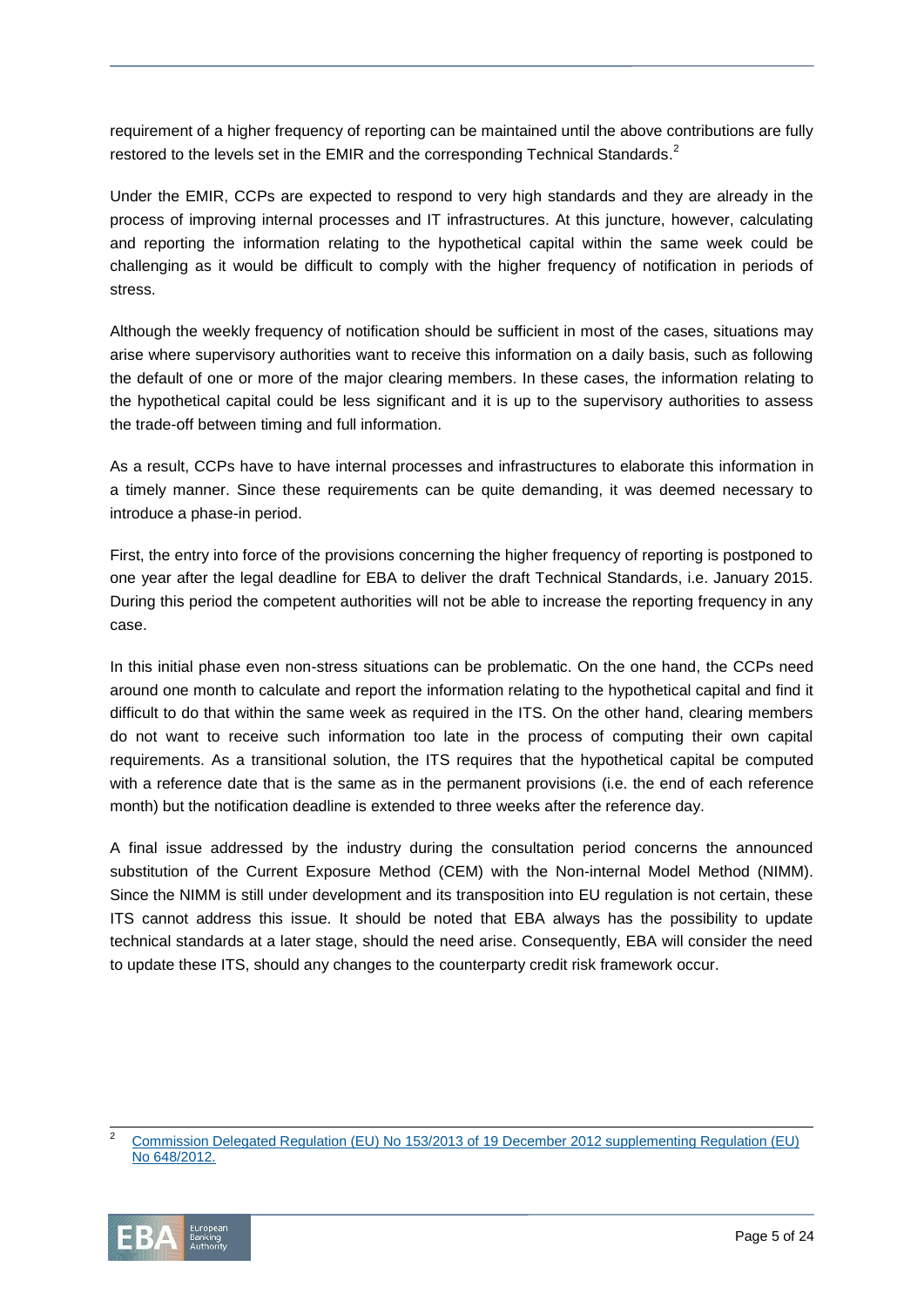requirement of a higher frequency of reporting can be maintained until the above contributions are fully restored to the levels set in the EMIR and the corresponding Technical Standards.[2]

Under the EMIR, CCPs are expected to respond to very high standards and they are already in the process of improving internal processes and IT infrastructures. At this juncture, however, calculating and reporting the information relating to the hypothetical capital within the same week could be challenging as it would be difficult to comply with the higher frequency of notification in periods of stress.

Although the weekly frequency of notification should be sufficient in most of the cases, situations may arise where supervisory authorities want to receive this information on a daily basis, such as following the default of one or more of the major clearing members. In these cases, the information relating to the hypothetical capital could be less significant and it is up to the supervisory authorities to assess the trade-off between timing and full information.

As a result, CCPs have to have internal processes and infrastructures to elaborate this information in a timely manner. Since these requirements can be quite demanding, it was deemed necessary to introduce a phase-in period.

First, the entry into force of the provisions concerning the higher frequency of reporting is postponed to one year after the legal deadline for EBA to deliver the draft Technical Standards, i.e. January 2015. During this period the competent authorities will not be able to increase the reporting frequency in any case.

In this initial phase even non-stress situations can be problematic. On the one hand, the CCPs need around one month to calculate and report the information relating to the hypothetical capital and find it difficult to do that within the same week as required in the ITS. On the other hand, clearing members do not want to receive such information too late in the process of computing their own capital requirements. As a transitional solution, the ITS requires that the hypothetical capital be computed with a reference date that is the same as in the permanent provisions (i.e. the end of each reference month) but the notification deadline is extended to three weeks after the reference day.

A final issue addressed by the industry during the consultation period concerns the announced substitution of the Current Exposure Method (CEM) with the Non-internal Model Method (NIMM). Since the NIMM is still under development and its transposition into EU regulation is not certain, these ITS cannot address this issue. It should be noted that EBA always has the possibility to update technical standards at a later stage, should the need arise. Consequently, EBA will consider the need to update these ITS, should any changes to the counterparty credit risk framework occur.

[2] Commission Delegated Regulation (EU) No 153/2013 of 19 December 2012 supplementing Regulation (EU) No 648/2012.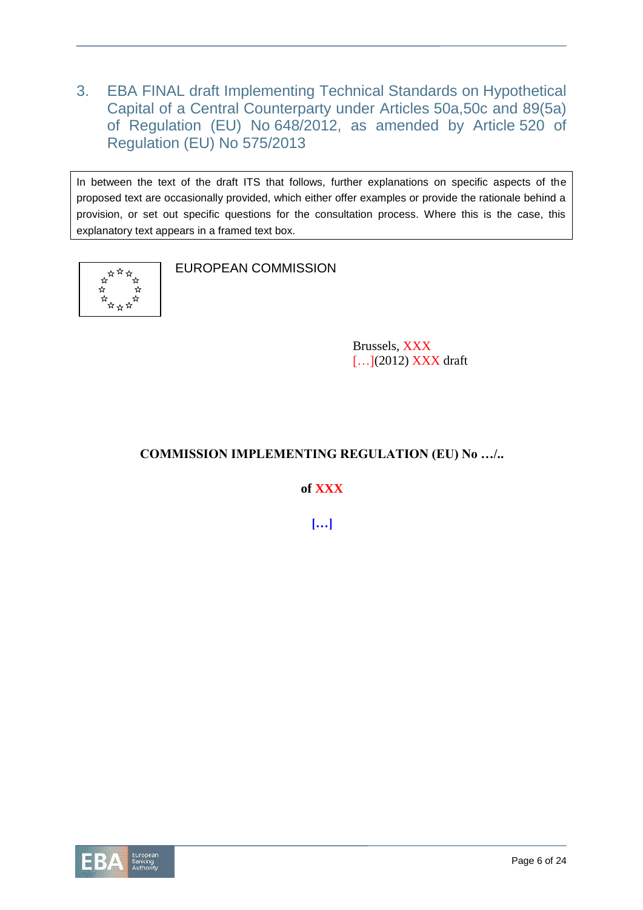# 3. EBA FINAL draft Implementing Technical Standards on Hypothetical Capital of a Central Counterparty under Articles 50a,50c and 89(5a) of Regulation (EU) No 648/2012, as amended by Article 520 of Regulation (EU) No 575/2013

| In between the text of the draft ITS that follows, further explanations on specific aspects of the proposed text are occasionally provided, which either offer examples or provide the rationale behind a provision, or set out specific questions for the consultation process. Where this is the case, this explanatory text appears in a framed text box. |
|---|

EUROPEAN COMMISSION

Brussels, XXX
[…](2012) XXX draft

**COMMISSION IMPLEMENTING REGULATION (EU) No …/..**

**of XXX**

**[…]**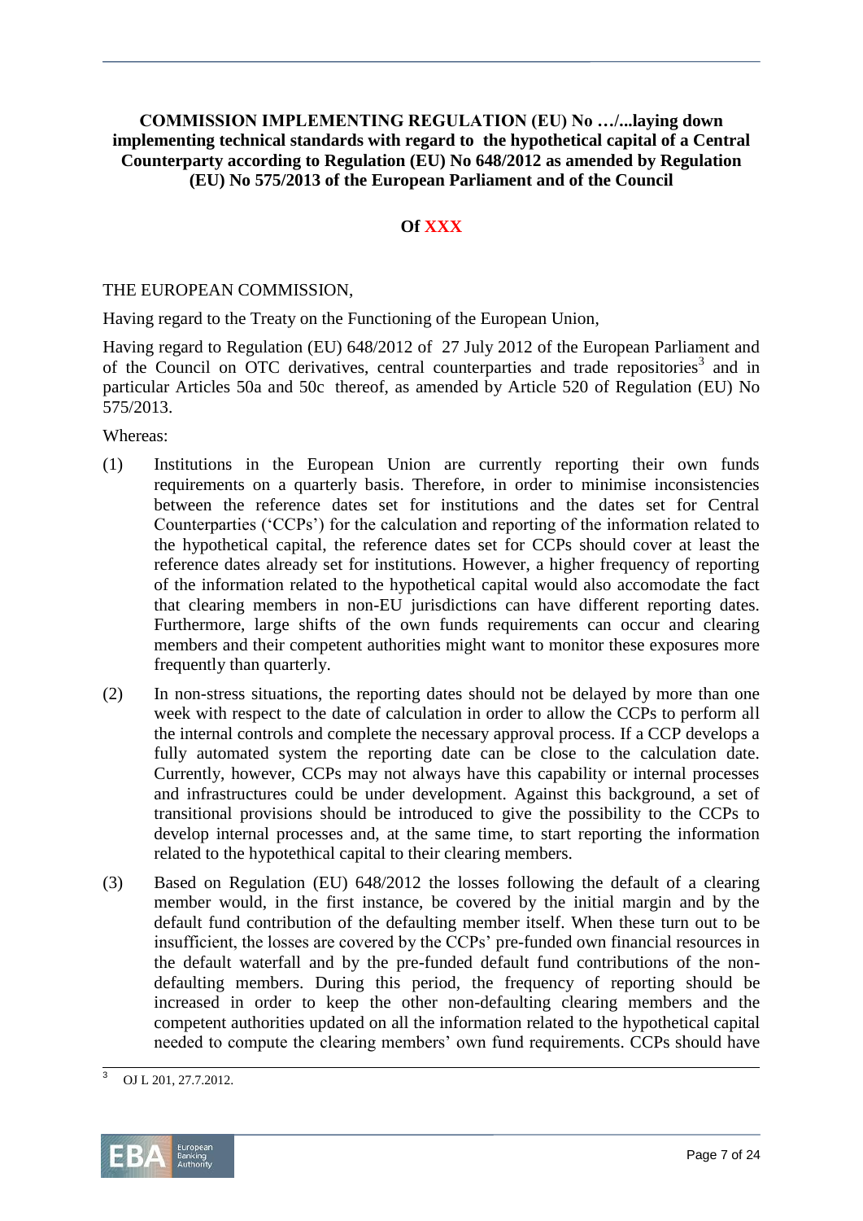**COMMISSION IMPLEMENTING REGULATION (EU) No …/...laying down implementing technical standards with regard to the hypothetical capital of a Central Counterparty according to Regulation (EU) No 648/2012 as amended by Regulation (EU) No 575/2013 of the European Parliament and of the Council**

**Of XXX**

THE EUROPEAN COMMISSION,

Having regard to the Treaty on the Functioning of the European Union,

Having regard to Regulation (EU) 648/2012 of 27 July 2012 of the European Parliament and of the Council on OTC derivatives, central counterparties and trade repositories[3] and in particular Articles 50a and 50c thereof, as amended by Article 520 of Regulation (EU) No 575/2013.

Whereas:

(1) Institutions in the European Union are currently reporting their own funds requirements on a quarterly basis. Therefore, in order to minimise inconsistencies between the reference dates set for institutions and the dates set for Central Counterparties ('CCPs') for the calculation and reporting of the information related to the hypothetical capital, the reference dates set for CCPs should cover at least the reference dates already set for institutions. However, a higher frequency of reporting of the information related to the hypothetical capital would also accomodate the fact that clearing members in non-EU jurisdictions can have different reporting dates. Furthermore, large shifts of the own funds requirements can occur and clearing members and their competent authorities might want to monitor these exposures more frequently than quarterly.

(2) In non-stress situations, the reporting dates should not be delayed by more than one week with respect to the date of calculation in order to allow the CCPs to perform all the internal controls and complete the necessary approval process. If a CCP develops a fully automated system the reporting date can be close to the calculation date. Currently, however, CCPs may not always have this capability or internal processes and infrastructures could be under development. Against this background, a set of transitional provisions should be introduced to give the possibility to the CCPs to develop internal processes and, at the same time, to start reporting the information related to the hypotethical capital to their clearing members.

(3) Based on Regulation (EU) 648/2012 the losses following the default of a clearing member would, in the first instance, be covered by the initial margin and by the default fund contribution of the defaulting member itself. When these turn out to be insufficient, the losses are covered by the CCPs' pre-funded own financial resources in the default waterfall and by the pre-funded default fund contributions of the non-defaulting members. During this period, the frequency of reporting should be increased in order to keep the other non-defaulting clearing members and the competent authorities updated on all the information related to the hypothetical capital needed to compute the clearing members' own fund requirements. CCPs should have

[3] OJ L 201, 27.7.2012.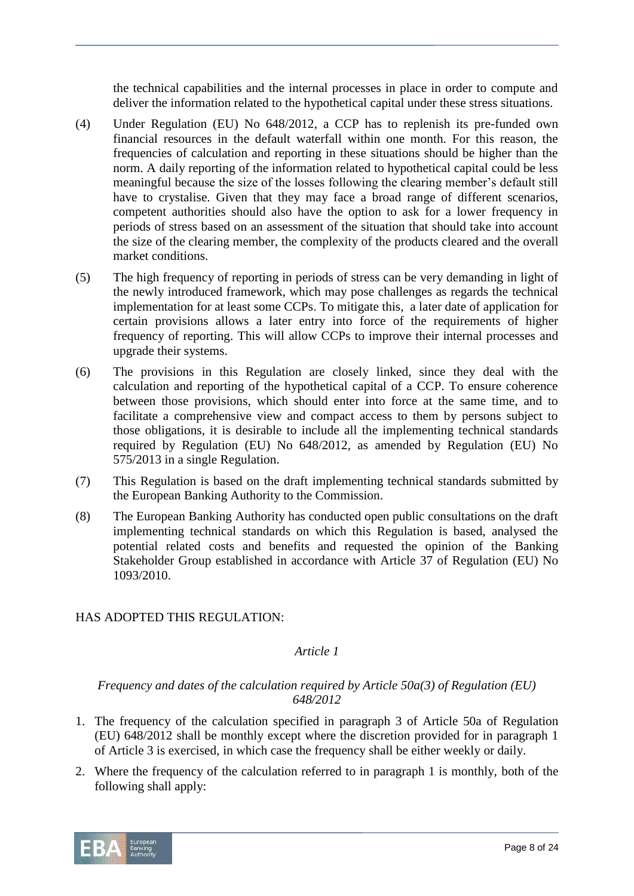the technical capabilities and the internal processes in place in order to compute and deliver the information related to the hypothetical capital under these stress situations.

(4) Under Regulation (EU) No 648/2012, a CCP has to replenish its pre-funded own financial resources in the default waterfall within one month. For this reason, the frequencies of calculation and reporting in these situations should be higher than the norm. A daily reporting of the information related to hypothetical capital could be less meaningful because the size of the losses following the clearing member's default still have to crystalise. Given that they may face a broad range of different scenarios, competent authorities should also have the option to ask for a lower frequency in periods of stress based on an assessment of the situation that should take into account the size of the clearing member, the complexity of the products cleared and the overall market conditions.

(5) The high frequency of reporting in periods of stress can be very demanding in light of the newly introduced framework, which may pose challenges as regards the technical implementation for at least some CCPs. To mitigate this, a later date of application for certain provisions allows a later entry into force of the requirements of higher frequency of reporting. This will allow CCPs to improve their internal processes and upgrade their systems.

(6) The provisions in this Regulation are closely linked, since they deal with the calculation and reporting of the hypothetical capital of a CCP. To ensure coherence between those provisions, which should enter into force at the same time, and to facilitate a comprehensive view and compact access to them by persons subject to those obligations, it is desirable to include all the implementing technical standards required by Regulation (EU) No 648/2012, as amended by Regulation (EU) No 575/2013 in a single Regulation.

(7) This Regulation is based on the draft implementing technical standards submitted by the European Banking Authority to the Commission.

(8) The European Banking Authority has conducted open public consultations on the draft implementing technical standards on which this Regulation is based, analysed the potential related costs and benefits and requested the opinion of the Banking Stakeholder Group established in accordance with Article 37 of Regulation (EU) No 1093/2010.

HAS ADOPTED THIS REGULATION:

*Article 1*

*Frequency and dates of the calculation required by Article 50a(3) of Regulation (EU) 648/2012*

1. The frequency of the calculation specified in paragraph 3 of Article 50a of Regulation (EU) 648/2012 shall be monthly except where the discretion provided for in paragraph 1 of Article 3 is exercised, in which case the frequency shall be either weekly or daily.
2. Where the frequency of the calculation referred to in paragraph 1 is monthly, both of the following shall apply: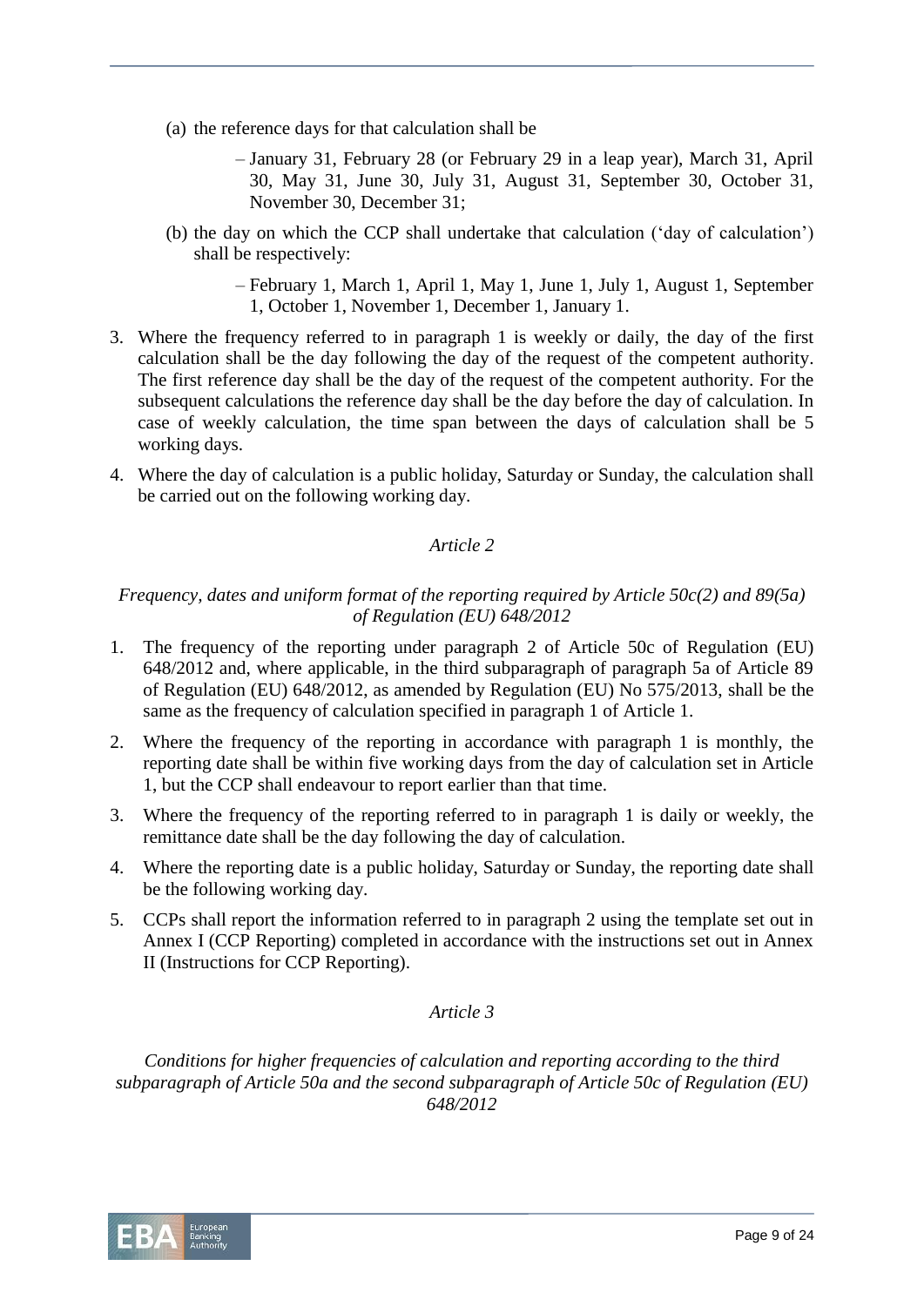(a) the reference days for that calculation shall be

– January 31, February 28 (or February 29 in a leap year), March 31, April 30, May 31, June 30, July 31, August 31, September 30, October 31, November 30, December 31;

(b) the day on which the CCP shall undertake that calculation ('day of calculation') shall be respectively:

– February 1, March 1, April 1, May 1, June 1, July 1, August 1, September 1, October 1, November 1, December 1, January 1.

3. Where the frequency referred to in paragraph 1 is weekly or daily, the day of the first calculation shall be the day following the day of the request of the competent authority. The first reference day shall be the day of the request of the competent authority. For the subsequent calculations the reference day shall be the day before the day of calculation. In case of weekly calculation, the time span between the days of calculation shall be 5 working days.

4. Where the day of calculation is a public holiday, Saturday or Sunday, the calculation shall be carried out on the following working day.

*Article 2*

*Frequency, dates and uniform format of the reporting required by Article 50c(2) and 89(5a) of Regulation (EU) 648/2012*

1. The frequency of the reporting under paragraph 2 of Article 50c of Regulation (EU) 648/2012 and, where applicable, in the third subparagraph of paragraph 5a of Article 89 of Regulation (EU) 648/2012, as amended by Regulation (EU) No 575/2013, shall be the same as the frequency of calculation specified in paragraph 1 of Article 1.

2. Where the frequency of the reporting in accordance with paragraph 1 is monthly, the reporting date shall be within five working days from the day of calculation set in Article 1, but the CCP shall endeavour to report earlier than that time.

3. Where the frequency of the reporting referred to in paragraph 1 is daily or weekly, the remittance date shall be the day following the day of calculation.

4. Where the reporting date is a public holiday, Saturday or Sunday, the reporting date shall be the following working day.

5. CCPs shall report the information referred to in paragraph 2 using the template set out in Annex I (CCP Reporting) completed in accordance with the instructions set out in Annex II (Instructions for CCP Reporting).

*Article 3*

*Conditions for higher frequencies of calculation and reporting according to the third subparagraph of Article 50a and the second subparagraph of Article 50c of Regulation (EU) 648/2012*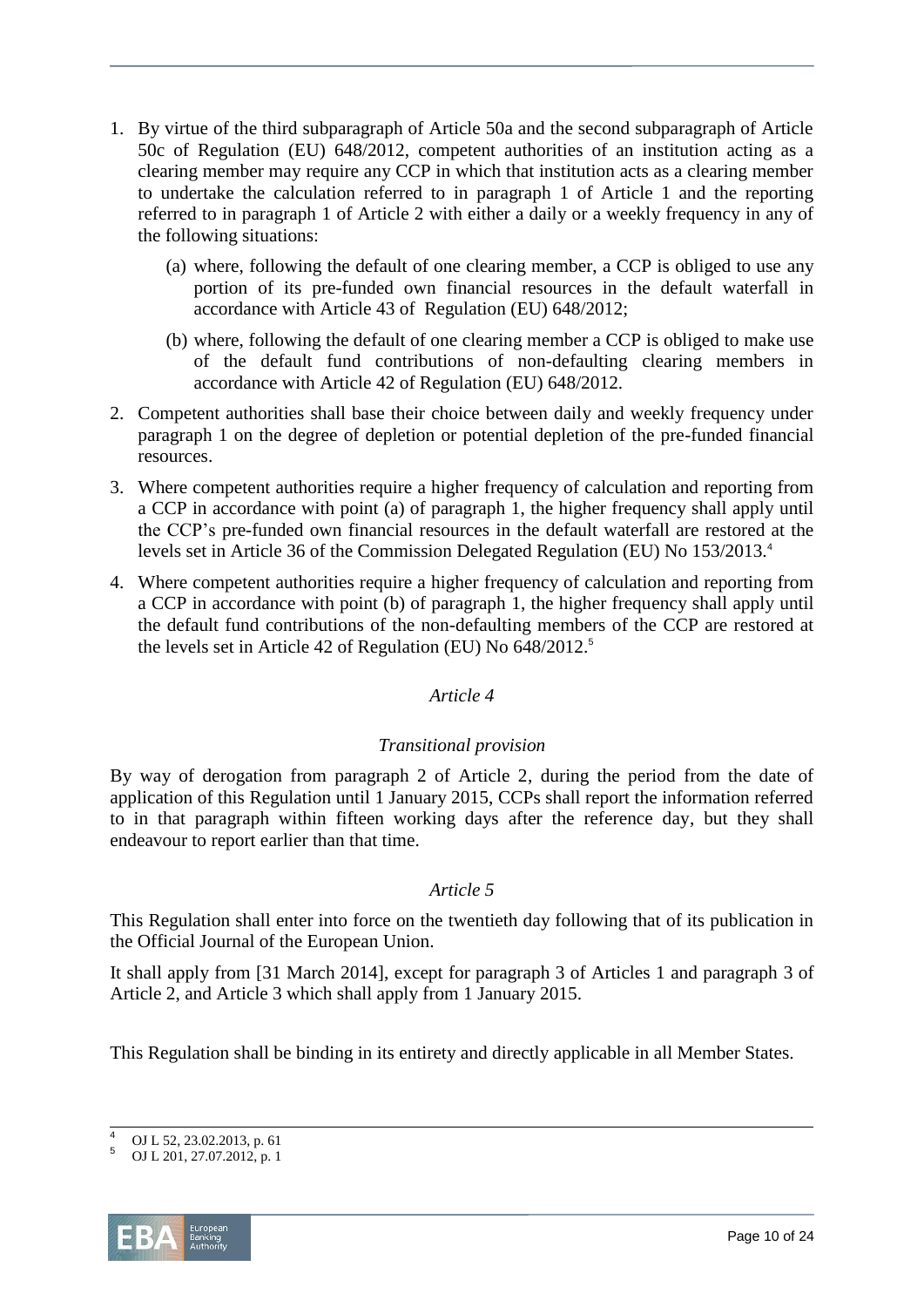1. By virtue of the third subparagraph of Article 50a and the second subparagraph of Article 50c of Regulation (EU) 648/2012, competent authorities of an institution acting as a clearing member may require any CCP in which that institution acts as a clearing member to undertake the calculation referred to in paragraph 1 of Article 1 and the reporting referred to in paragraph 1 of Article 2 with either a daily or a weekly frequency in any of the following situations:
   (a) where, following the default of one clearing member, a CCP is obliged to use any portion of its pre-funded own financial resources in the default waterfall in accordance with Article 43 of Regulation (EU) 648/2012;
   (b) where, following the default of one clearing member a CCP is obliged to make use of the default fund contributions of non-defaulting clearing members in accordance with Article 42 of Regulation (EU) 648/2012.
2. Competent authorities shall base their choice between daily and weekly frequency under paragraph 1 on the degree of depletion or potential depletion of the pre-funded financial resources.
3. Where competent authorities require a higher frequency of calculation and reporting from a CCP in accordance with point (a) of paragraph 1, the higher frequency shall apply until the CCP's pre-funded own financial resources in the default waterfall are restored at the levels set in Article 36 of the Commission Delegated Regulation (EU) No 153/2013.[4]
4. Where competent authorities require a higher frequency of calculation and reporting from a CCP in accordance with point (b) of paragraph 1, the higher frequency shall apply until the default fund contributions of the non-defaulting members of the CCP are restored at the levels set in Article 42 of Regulation (EU) No 648/2012.[5]

*Article 4*

*Transitional provision*

By way of derogation from paragraph 2 of Article 2, during the period from the date of application of this Regulation until 1 January 2015, CCPs shall report the information referred to in that paragraph within fifteen working days after the reference day, but they shall endeavour to report earlier than that time.

*Article 5*

This Regulation shall enter into force on the twentieth day following that of its publication in the Official Journal of the European Union.

It shall apply from [31 March 2014], except for paragraph 3 of Articles 1 and paragraph 3 of Article 2, and Article 3 which shall apply from 1 January 2015.

This Regulation shall be binding in its entirety and directly applicable in all Member States.

---

[4] OJ L 52, 23.02.2013, p. 61

[5] OJ L 201, 27.07.2012, p. 1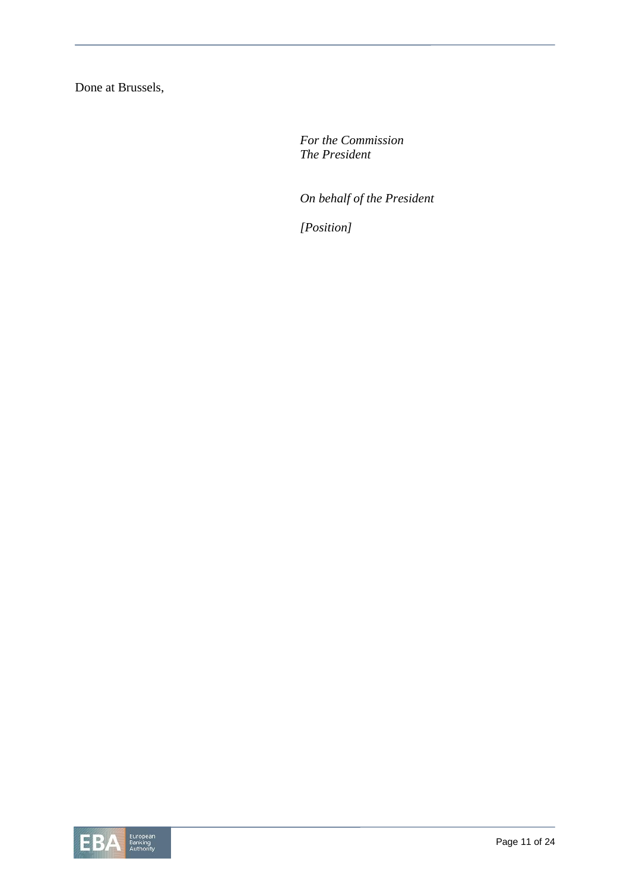Done at Brussels,

*For the Commission*
*The President*

*On behalf of the President*

*[Position]*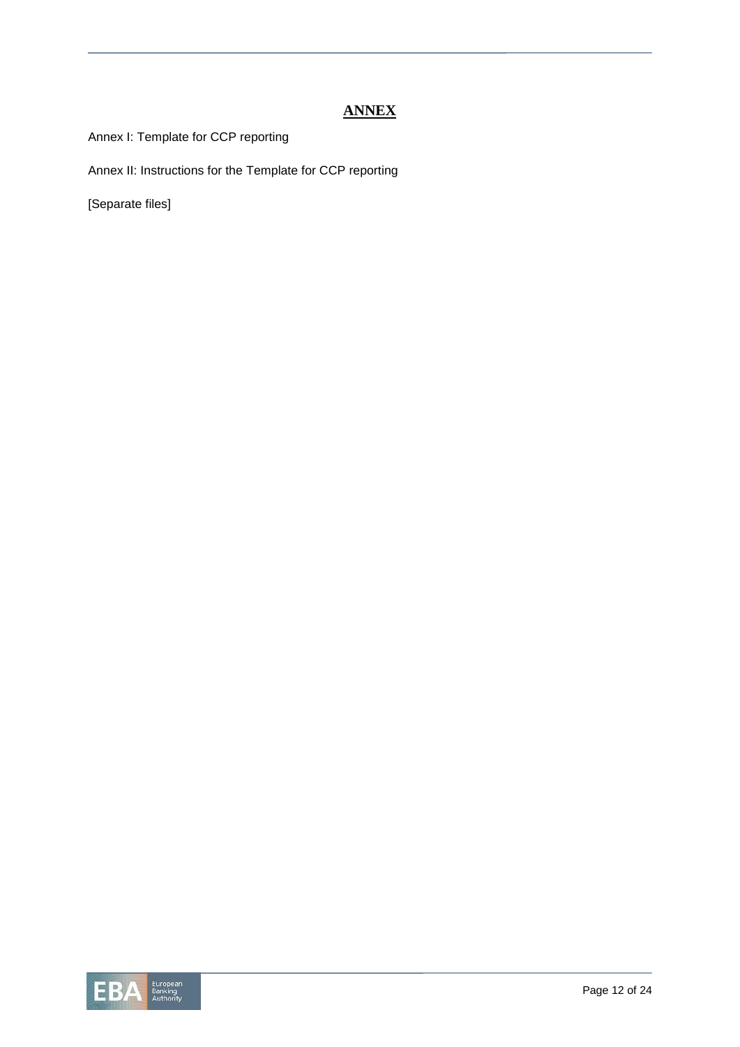# ANNEX

Annex I: Template for CCP reporting

Annex II: Instructions for the Template for CCP reporting

[Separate files]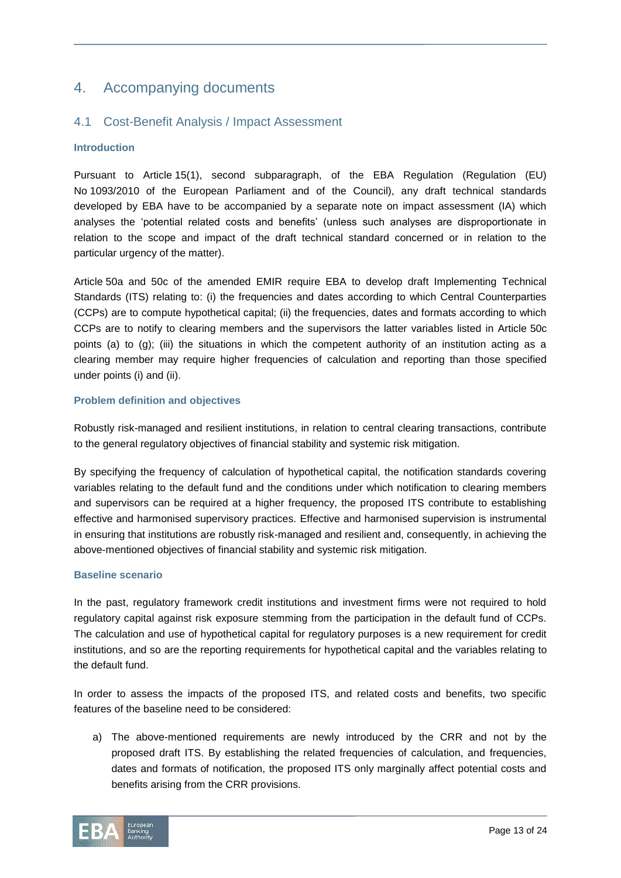# 4. Accompanying documents

## 4.1 Cost-Benefit Analysis / Impact Assessment

### Introduction

Pursuant to Article 15(1), second subparagraph, of the EBA Regulation (Regulation (EU) No 1093/2010 of the European Parliament and of the Council), any draft technical standards developed by EBA have to be accompanied by a separate note on impact assessment (IA) which analyses the 'potential related costs and benefits' (unless such analyses are disproportionate in relation to the scope and impact of the draft technical standard concerned or in relation to the particular urgency of the matter).

Article 50a and 50c of the amended EMIR require EBA to develop draft Implementing Technical Standards (ITS) relating to: (i) the frequencies and dates according to which Central Counterparties (CCPs) are to compute hypothetical capital; (ii) the frequencies, dates and formats according to which CCPs are to notify to clearing members and the supervisors the latter variables listed in Article 50c points (a) to (g); (iii) the situations in which the competent authority of an institution acting as a clearing member may require higher frequencies of calculation and reporting than those specified under points (i) and (ii).

### Problem definition and objectives

Robustly risk-managed and resilient institutions, in relation to central clearing transactions, contribute to the general regulatory objectives of financial stability and systemic risk mitigation.

By specifying the frequency of calculation of hypothetical capital, the notification standards covering variables relating to the default fund and the conditions under which notification to clearing members and supervisors can be required at a higher frequency, the proposed ITS contribute to establishing effective and harmonised supervisory practices. Effective and harmonised supervision is instrumental in ensuring that institutions are robustly risk-managed and resilient and, consequently, in achieving the above-mentioned objectives of financial stability and systemic risk mitigation.

### Baseline scenario

In the past, regulatory framework credit institutions and investment firms were not required to hold regulatory capital against risk exposure stemming from the participation in the default fund of CCPs. The calculation and use of hypothetical capital for regulatory purposes is a new requirement for credit institutions, and so are the reporting requirements for hypothetical capital and the variables relating to the default fund.

In order to assess the impacts of the proposed ITS, and related costs and benefits, two specific features of the baseline need to be considered:

a) The above-mentioned requirements are newly introduced by the CRR and not by the proposed draft ITS. By establishing the related frequencies of calculation, and frequencies, dates and formats of notification, the proposed ITS only marginally affect potential costs and benefits arising from the CRR provisions.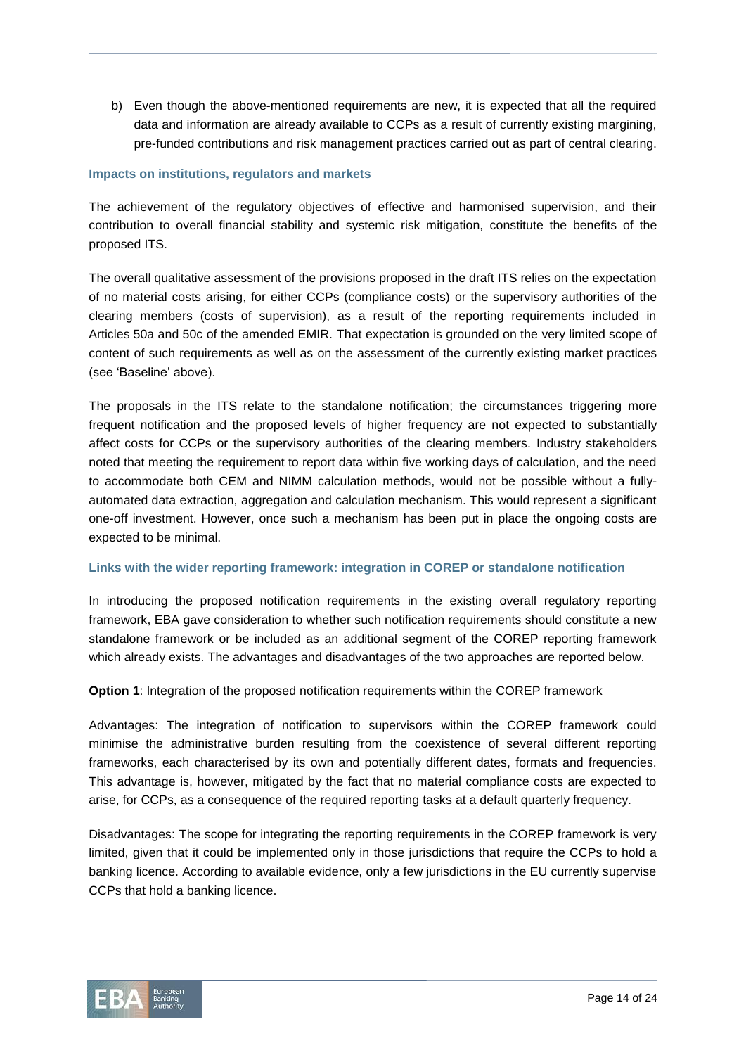b) Even though the above-mentioned requirements are new, it is expected that all the required data and information are already available to CCPs as a result of currently existing margining, pre-funded contributions and risk management practices carried out as part of central clearing.

### Impacts on institutions, regulators and markets

The achievement of the regulatory objectives of effective and harmonised supervision, and their contribution to overall financial stability and systemic risk mitigation, constitute the benefits of the proposed ITS.

The overall qualitative assessment of the provisions proposed in the draft ITS relies on the expectation of no material costs arising, for either CCPs (compliance costs) or the supervisory authorities of the clearing members (costs of supervision), as a result of the reporting requirements included in Articles 50a and 50c of the amended EMIR. That expectation is grounded on the very limited scope of content of such requirements as well as on the assessment of the currently existing market practices (see 'Baseline' above).

The proposals in the ITS relate to the standalone notification; the circumstances triggering more frequent notification and the proposed levels of higher frequency are not expected to substantially affect costs for CCPs or the supervisory authorities of the clearing members. Industry stakeholders noted that meeting the requirement to report data within five working days of calculation, and the need to accommodate both CEM and NIMM calculation methods, would not be possible without a fully-automated data extraction, aggregation and calculation mechanism. This would represent a significant one-off investment. However, once such a mechanism has been put in place the ongoing costs are expected to be minimal.

### Links with the wider reporting framework: integration in COREP or standalone notification

In introducing the proposed notification requirements in the existing overall regulatory reporting framework, EBA gave consideration to whether such notification requirements should constitute a new standalone framework or be included as an additional segment of the COREP reporting framework which already exists. The advantages and disadvantages of the two approaches are reported below.

**Option 1**: Integration of the proposed notification requirements within the COREP framework

Advantages: The integration of notification to supervisors within the COREP framework could minimise the administrative burden resulting from the coexistence of several different reporting frameworks, each characterised by its own and potentially different dates, formats and frequencies. This advantage is, however, mitigated by the fact that no material compliance costs are expected to arise, for CCPs, as a consequence of the required reporting tasks at a default quarterly frequency.

Disadvantages: The scope for integrating the reporting requirements in the COREP framework is very limited, given that it could be implemented only in those jurisdictions that require the CCPs to hold a banking licence. According to available evidence, only a few jurisdictions in the EU currently supervise CCPs that hold a banking licence.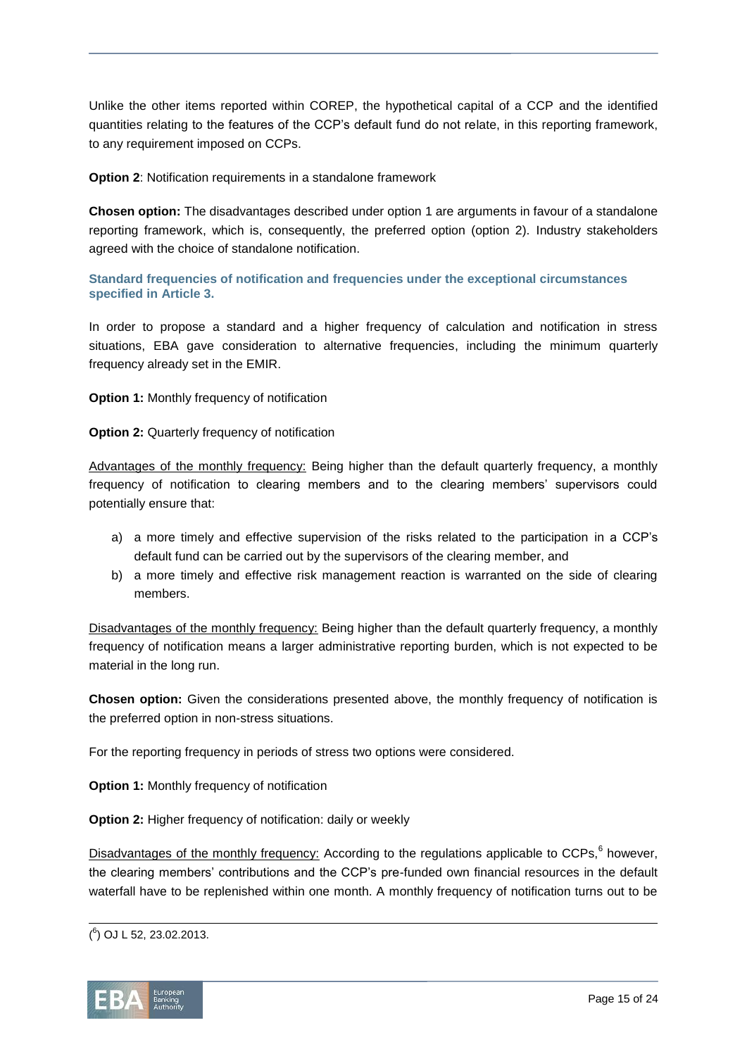Unlike the other items reported within COREP, the hypothetical capital of a CCP and the identified quantities relating to the features of the CCP's default fund do not relate, in this reporting framework, to any requirement imposed on CCPs.

**Option 2**: Notification requirements in a standalone framework

**Chosen option:** The disadvantages described under option 1 are arguments in favour of a standalone reporting framework, which is, consequently, the preferred option (option 2). Industry stakeholders agreed with the choice of standalone notification.

### Standard frequencies of notification and frequencies under the exceptional circumstances specified in Article 3.

In order to propose a standard and a higher frequency of calculation and notification in stress situations, EBA gave consideration to alternative frequencies, including the minimum quarterly frequency already set in the EMIR.

**Option 1:** Monthly frequency of notification

**Option 2:** Quarterly frequency of notification

Advantages of the monthly frequency: Being higher than the default quarterly frequency, a monthly frequency of notification to clearing members and to the clearing members' supervisors could potentially ensure that:

a) a more timely and effective supervision of the risks related to the participation in a CCP's default fund can be carried out by the supervisors of the clearing member, and
b) a more timely and effective risk management reaction is warranted on the side of clearing members.

Disadvantages of the monthly frequency: Being higher than the default quarterly frequency, a monthly frequency of notification means a larger administrative reporting burden, which is not expected to be material in the long run.

**Chosen option:** Given the considerations presented above, the monthly frequency of notification is the preferred option in non-stress situations.

For the reporting frequency in periods of stress two options were considered.

**Option 1:** Monthly frequency of notification

**Option 2:** Higher frequency of notification: daily or weekly

Disadvantages of the monthly frequency: According to the regulations applicable to CCPs,[6] however, the clearing members' contributions and the CCP's pre-funded own financial resources in the default waterfall have to be replenished within one month. A monthly frequency of notification turns out to be

([6]) OJ L 52, 23.02.2013.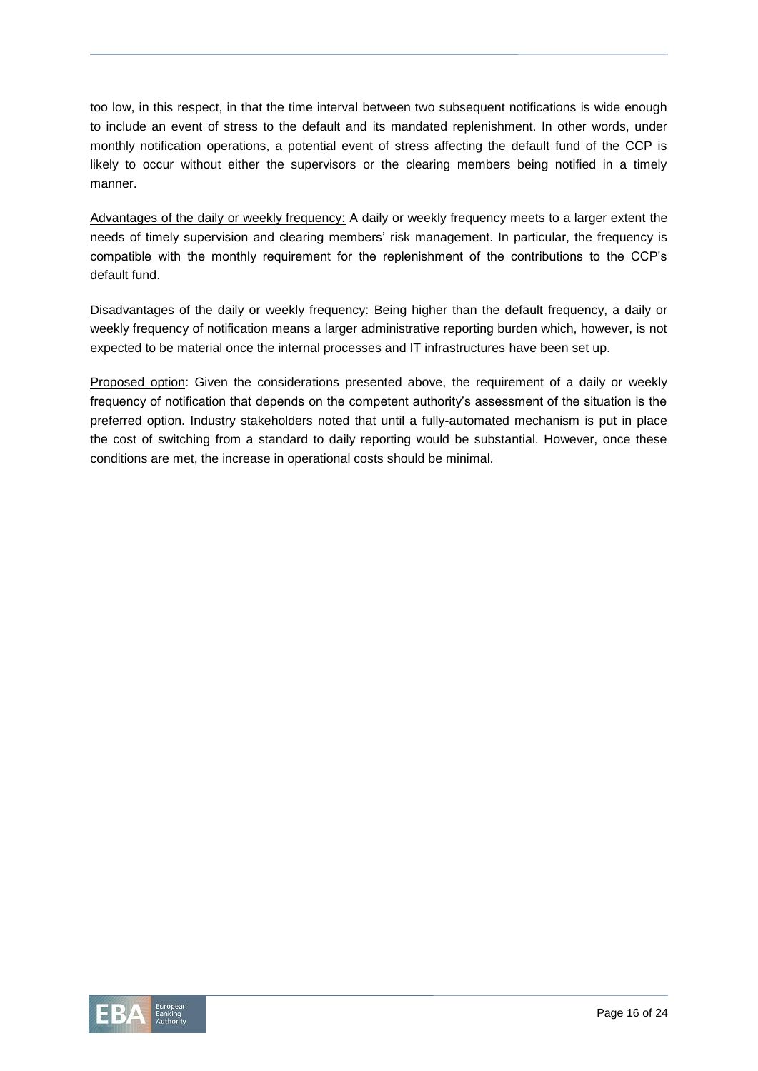too low, in this respect, in that the time interval between two subsequent notifications is wide enough to include an event of stress to the default and its mandated replenishment. In other words, under monthly notification operations, a potential event of stress affecting the default fund of the CCP is likely to occur without either the supervisors or the clearing members being notified in a timely manner.

<u>Advantages of the daily or weekly frequency:</u> A daily or weekly frequency meets to a larger extent the needs of timely supervision and clearing members' risk management. In particular, the frequency is compatible with the monthly requirement for the replenishment of the contributions to the CCP's default fund.

<u>Disadvantages of the daily or weekly frequency:</u> Being higher than the default frequency, a daily or weekly frequency of notification means a larger administrative reporting burden which, however, is not expected to be material once the internal processes and IT infrastructures have been set up.

<u>Proposed option</u>: Given the considerations presented above, the requirement of a daily or weekly frequency of notification that depends on the competent authority's assessment of the situation is the preferred option. Industry stakeholders noted that until a fully-automated mechanism is put in place the cost of switching from a standard to daily reporting would be substantial. However, once these conditions are met, the increase in operational costs should be minimal.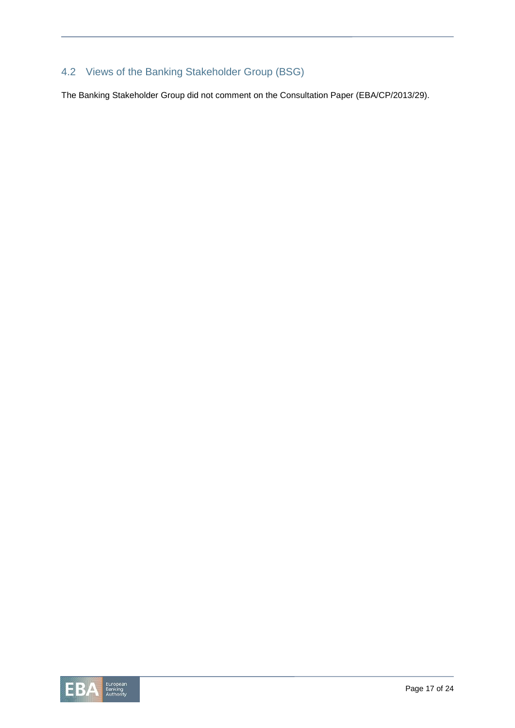## 4.2 Views of the Banking Stakeholder Group (BSG)

The Banking Stakeholder Group did not comment on the Consultation Paper (EBA/CP/2013/29).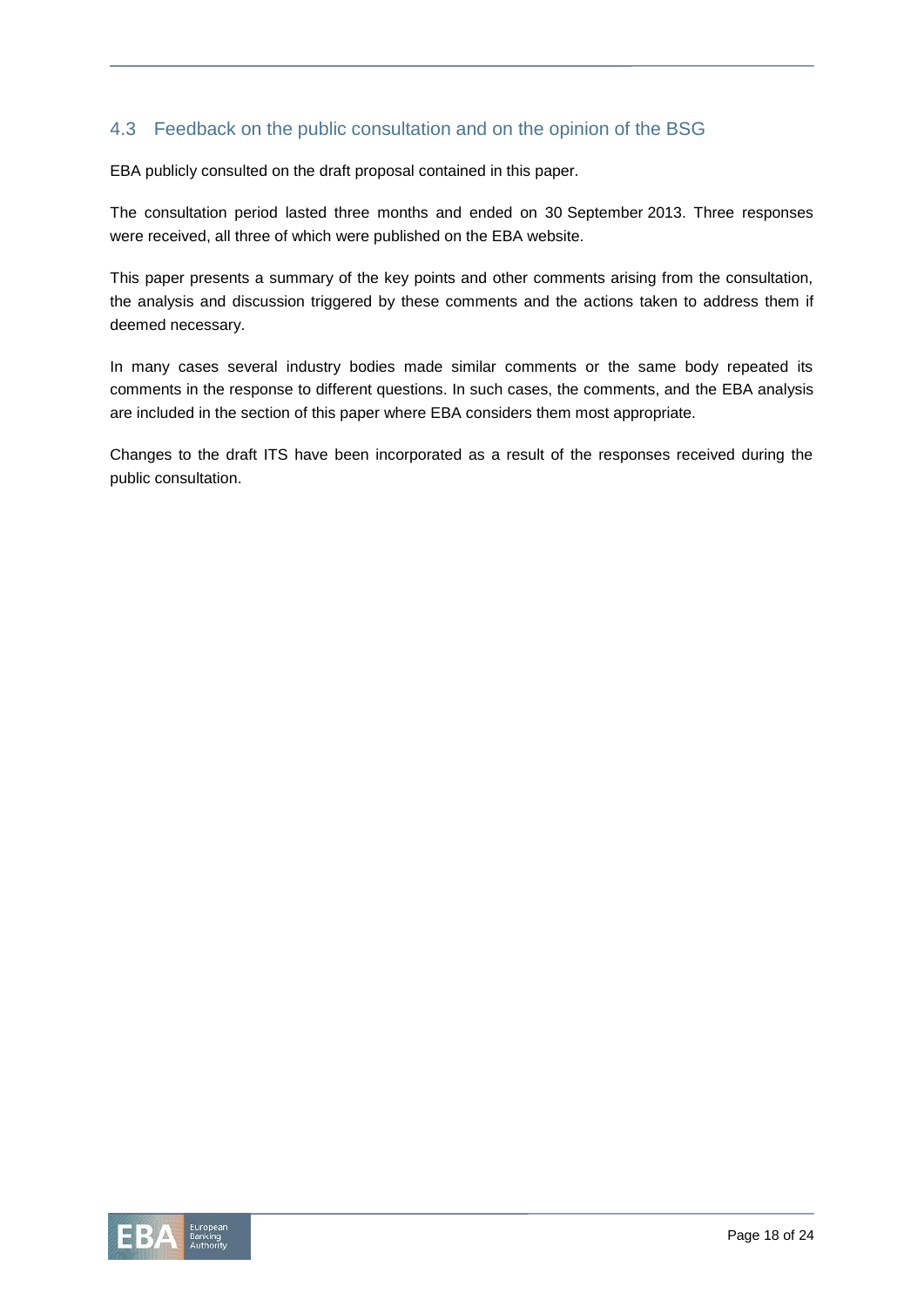## 4.3 Feedback on the public consultation and on the opinion of the BSG

EBA publicly consulted on the draft proposal contained in this paper.

The consultation period lasted three months and ended on 30 September 2013. Three responses were received, all three of which were published on the EBA website.

This paper presents a summary of the key points and other comments arising from the consultation, the analysis and discussion triggered by these comments and the actions taken to address them if deemed necessary.

In many cases several industry bodies made similar comments or the same body repeated its comments in the response to different questions. In such cases, the comments, and the EBA analysis are included in the section of this paper where EBA considers them most appropriate.

Changes to the draft ITS have been incorporated as a result of the responses received during the public consultation.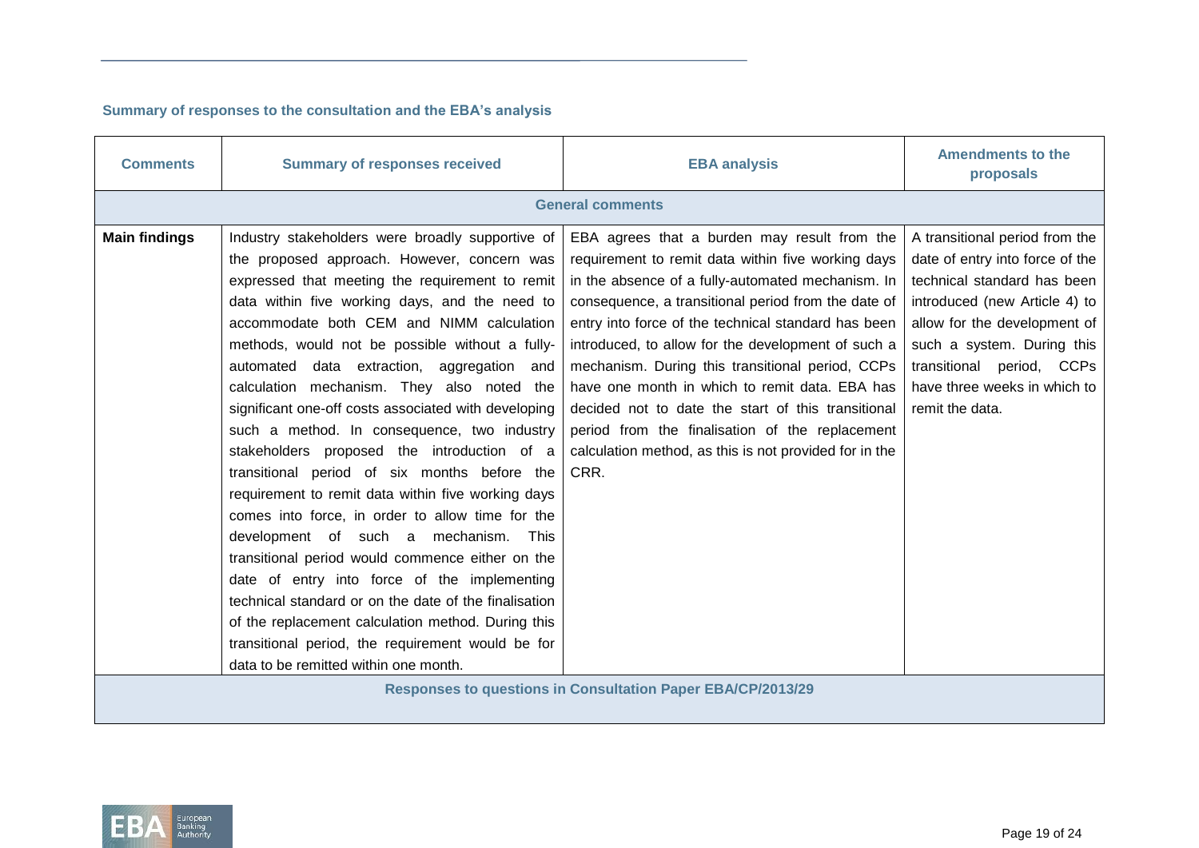### Summary of responses to the consultation and the EBA's analysis

| Comments | Summary of responses received | EBA analysis | Amendments to the proposals |
|---|---|---|---|
| **General comments** | | | |
| **Main findings** | Industry stakeholders were broadly supportive of the proposed approach. However, concern was expressed that meeting the requirement to remit data within five working days, and the need to accommodate both CEM and NIMM calculation methods, would not be possible without a fully-automated data extraction, aggregation and calculation mechanism. They also noted the significant one-off costs associated with developing such a method. In consequence, two industry stakeholders proposed the introduction of a transitional period of six months before the requirement to remit data within five working days comes into force, in order to allow time for the development of such a mechanism. This transitional period would commence either on the date of entry into force of the implementing technical standard or on the date of the finalisation of the replacement calculation method. During this transitional period, the requirement would be for data to be remitted within one month. | EBA agrees that a burden may result from the requirement to remit data within five working days in the absence of a fully-automated mechanism. In consequence, a transitional period from the date of entry into force of the technical standard has been introduced, to allow for the development of such a mechanism. During this transitional period, CCPs have one month in which to remit data. EBA has decided not to date the start of this transitional period from the finalisation of the replacement calculation method, as this is not provided for in the CRR. | A transitional period from the date of entry into force of the technical standard has been introduced (new Article 4) to allow for the development of such a system. During this transitional period, CCPs have three weeks in which to remit the data. |
| **Responses to questions in Consultation Paper EBA/CP/2013/29** | | | |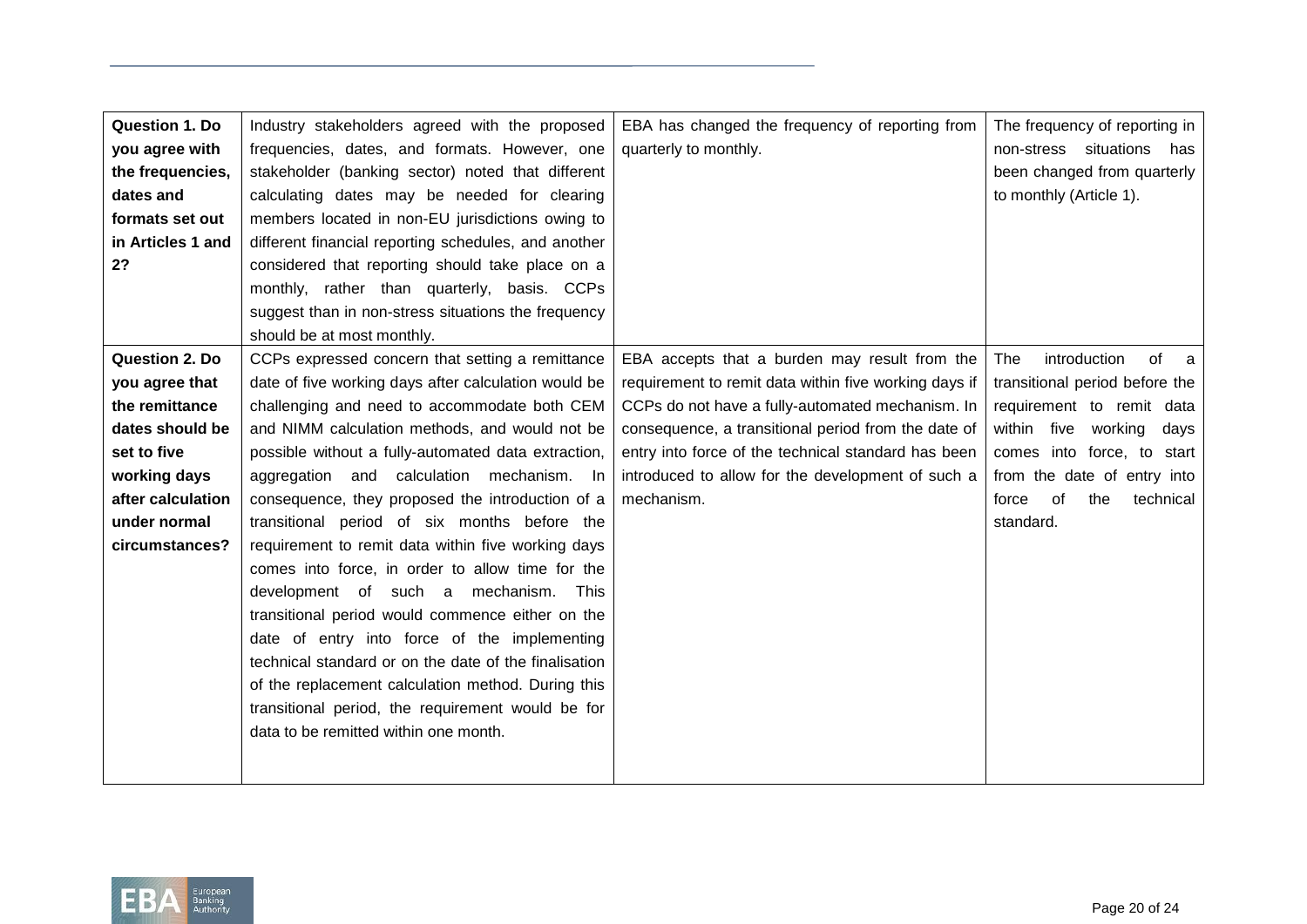| **Question 1. Do you agree with the frequencies, dates and formats set out in Articles 1 and 2?** | Industry stakeholders agreed with the proposed frequencies, dates, and formats. However, one stakeholder (banking sector) noted that different calculating dates may be needed for clearing members located in non-EU jurisdictions owing to different financial reporting schedules, and another considered that reporting should take place on a monthly, rather than quarterly, basis. CCPs suggest than in non-stress situations the frequency should be at most monthly. | EBA has changed the frequency of reporting from quarterly to monthly. | The frequency of reporting in non-stress situations has been changed from quarterly to monthly (Article 1). |
|---|---|---|---|
| **Question 2. Do you agree that the remittance dates should be set to five working days after calculation under normal circumstances?** | CCPs expressed concern that setting a remittance date of five working days after calculation would be challenging and need to accommodate both CEM and NIMM calculation methods, and would not be possible without a fully-automated data extraction, aggregation and calculation mechanism. In consequence, they proposed the introduction of a transitional period of six months before the requirement to remit data within five working days comes into force, in order to allow time for the development of such a mechanism. This transitional period would commence either on the date of entry into force of the implementing technical standard or on the date of the finalisation of the replacement calculation method. During this transitional period, the requirement would be for data to be remitted within one month. | EBA accepts that a burden may result from the requirement to remit data within five working days if CCPs do not have a fully-automated mechanism. In consequence, a transitional period from the date of entry into force of the technical standard has been introduced to allow for the development of such a mechanism. | The introduction of a transitional period before the requirement to remit data within five working days comes into force, to start from the date of entry into force of the technical standard. |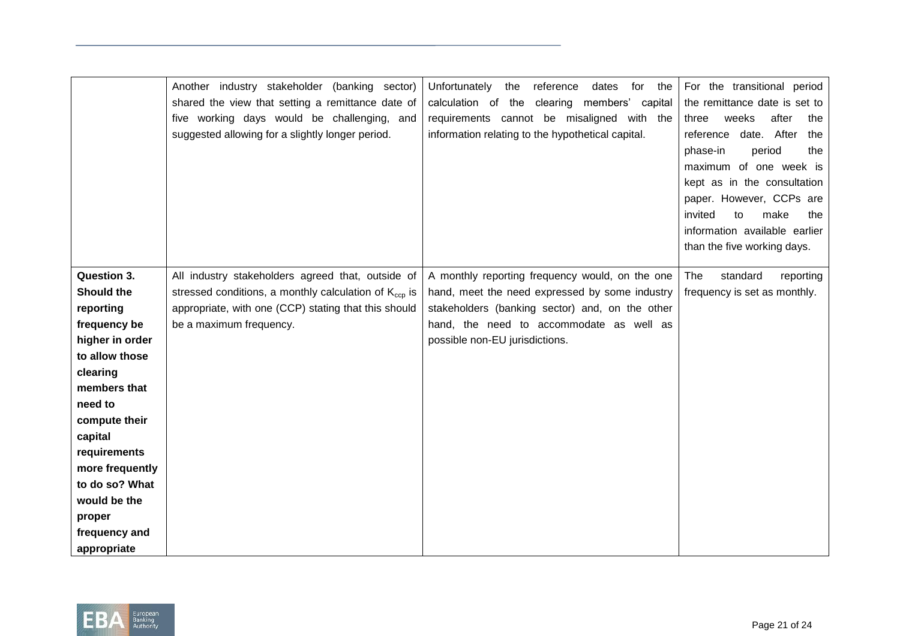| | | | |
|---|---|---|---|
| | Another industry stakeholder (banking sector) shared the view that setting a remittance date of five working days would be challenging, and suggested allowing for a slightly longer period. | Unfortunately the reference dates for the calculation of the clearing members' capital requirements cannot be misaligned with the information relating to the hypothetical capital. | For the transitional period the remittance date is set to three weeks after the reference date. After the phase-in period the maximum of one week is kept as in the consultation paper. However, CCPs are invited to make the information available earlier than the five working days. |
| **Question 3. Should the reporting frequency be higher in order to allow those clearing members that need to compute their capital requirements more frequently to do so? What would be the proper frequency and appropriate** | All industry stakeholders agreed that, outside of stressed conditions, a monthly calculation of $K_{ccp}$ is appropriate, with one (CCP) stating that this should be a maximum frequency. | A monthly reporting frequency would, on the one hand, meet the need expressed by some industry stakeholders (banking sector) and, on the other hand, the need to accommodate as well as possible non-EU jurisdictions. | The standard reporting frequency is set as monthly. |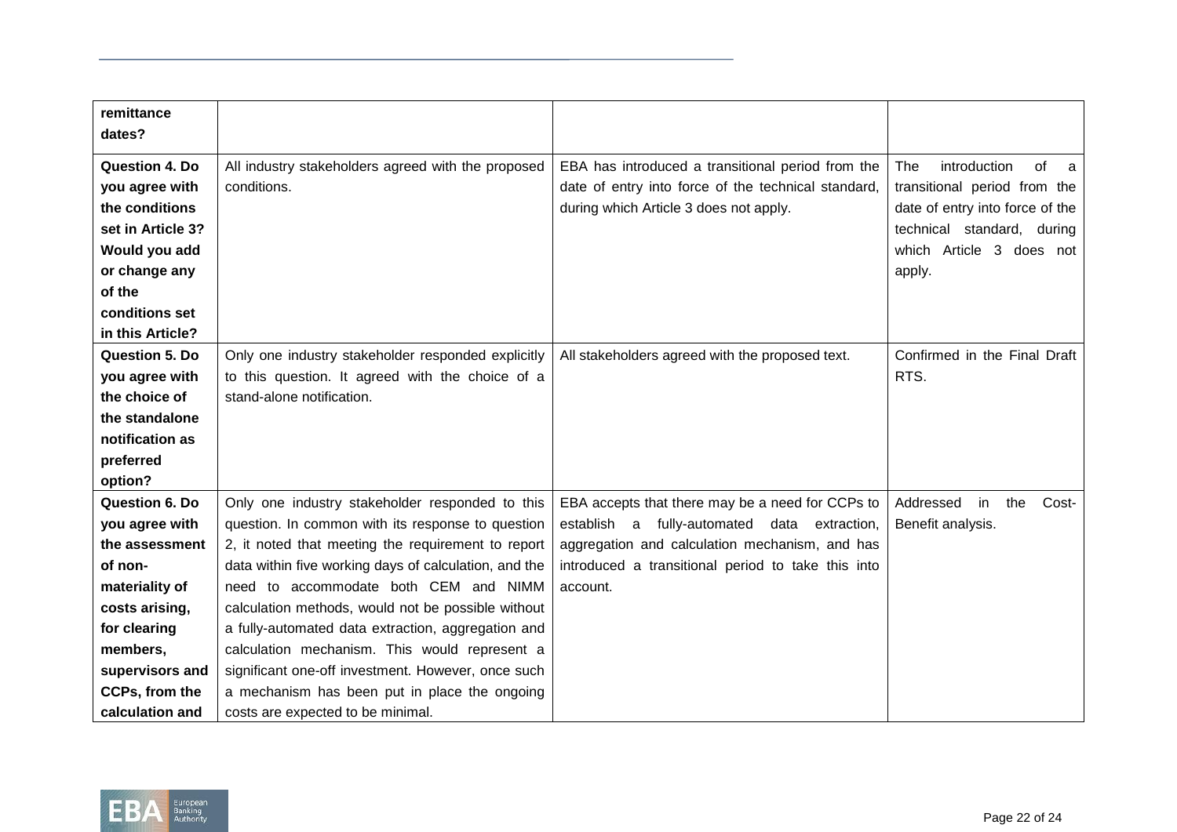| | | | |
|---|---|---|---|
| **remittance dates?** | | | |
| **Question 4. Do you agree with the conditions set in Article 3? Would you add or change any of the conditions set in this Article?** | All industry stakeholders agreed with the proposed conditions. | EBA has introduced a transitional period from the date of entry into force of the technical standard, during which Article 3 does not apply. | The introduction of a transitional period from the date of entry into force of the technical standard, during which Article 3 does not apply. |
| **Question 5. Do you agree with the choice of the standalone notification as preferred option?** | Only one industry stakeholder responded explicitly to this question. It agreed with the choice of a stand-alone notification. | All stakeholders agreed with the proposed text. | Confirmed in the Final Draft RTS. |
| **Question 6. Do you agree with the assessment of non-materiality of costs arising, for clearing members, supervisors and CCPs, from the calculation and** | Only one industry stakeholder responded to this question. In common with its response to question 2, it noted that meeting the requirement to report data within five working days of calculation, and the need to accommodate both CEM and NIMM calculation methods, would not be possible without a fully-automated data extraction, aggregation and calculation mechanism. This would represent a significant one-off investment. However, once such a mechanism has been put in place the ongoing costs are expected to be minimal. | EBA accepts that there may be a need for CCPs to establish a fully-automated data extraction, aggregation and calculation mechanism, and has introduced a transitional period to take this into account. | Addressed in the Cost-Benefit analysis. |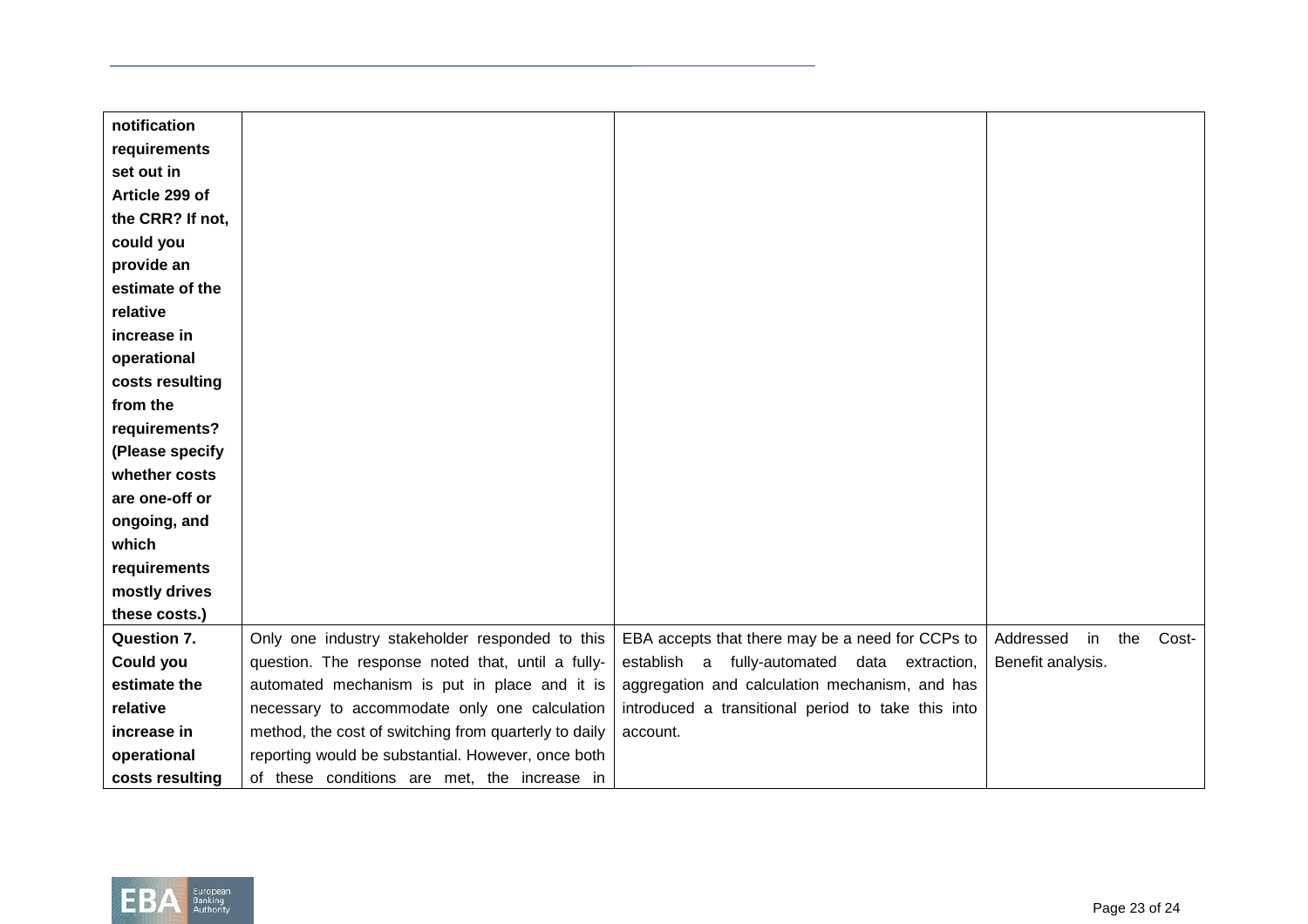| | | | |
|---|---|---|---|
| **notification requirements set out in Article 299 of the CRR? If not, could you provide an estimate of the relative increase in operational costs resulting from the requirements? (Please specify whether costs are one-off or ongoing, and which requirements mostly drives these costs.)** | | | |
| **Question 7. Could you estimate the relative increase in operational costs resulting** | Only one industry stakeholder responded to this question. The response noted that, until a fully-automated mechanism is put in place and it is necessary to accommodate only one calculation method, the cost of switching from quarterly to daily reporting would be substantial. However, once both of these conditions are met, the increase in | EBA accepts that there may be a need for CCPs to establish a fully-automated data extraction, aggregation and calculation mechanism, and has introduced a transitional period to take this into account. | Addressed in the Cost-Benefit analysis. |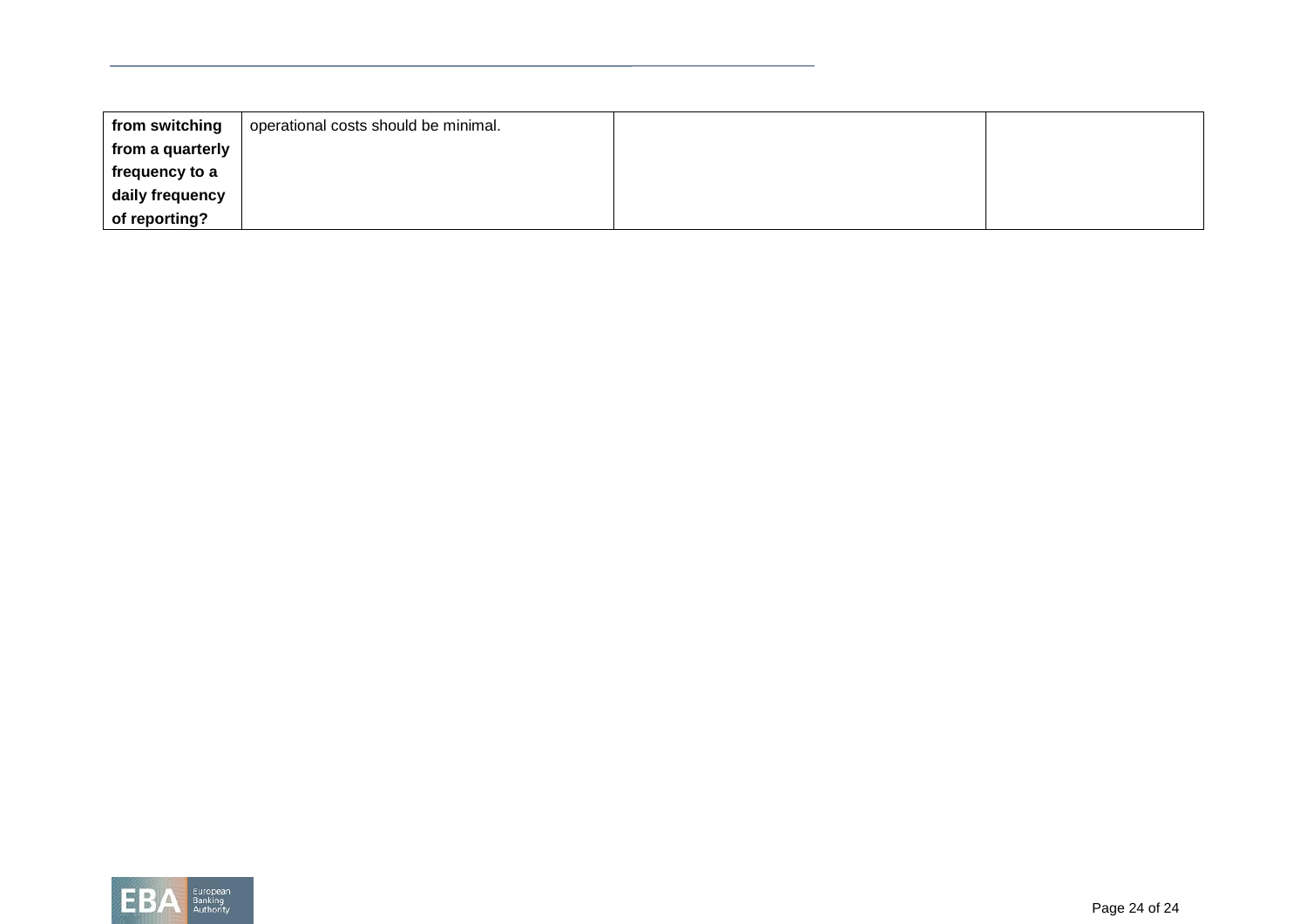| | | | |
|---|---|---|---|
| **from switching from a quarterly frequency to a daily frequency of reporting?** | operational costs should be minimal. | | |